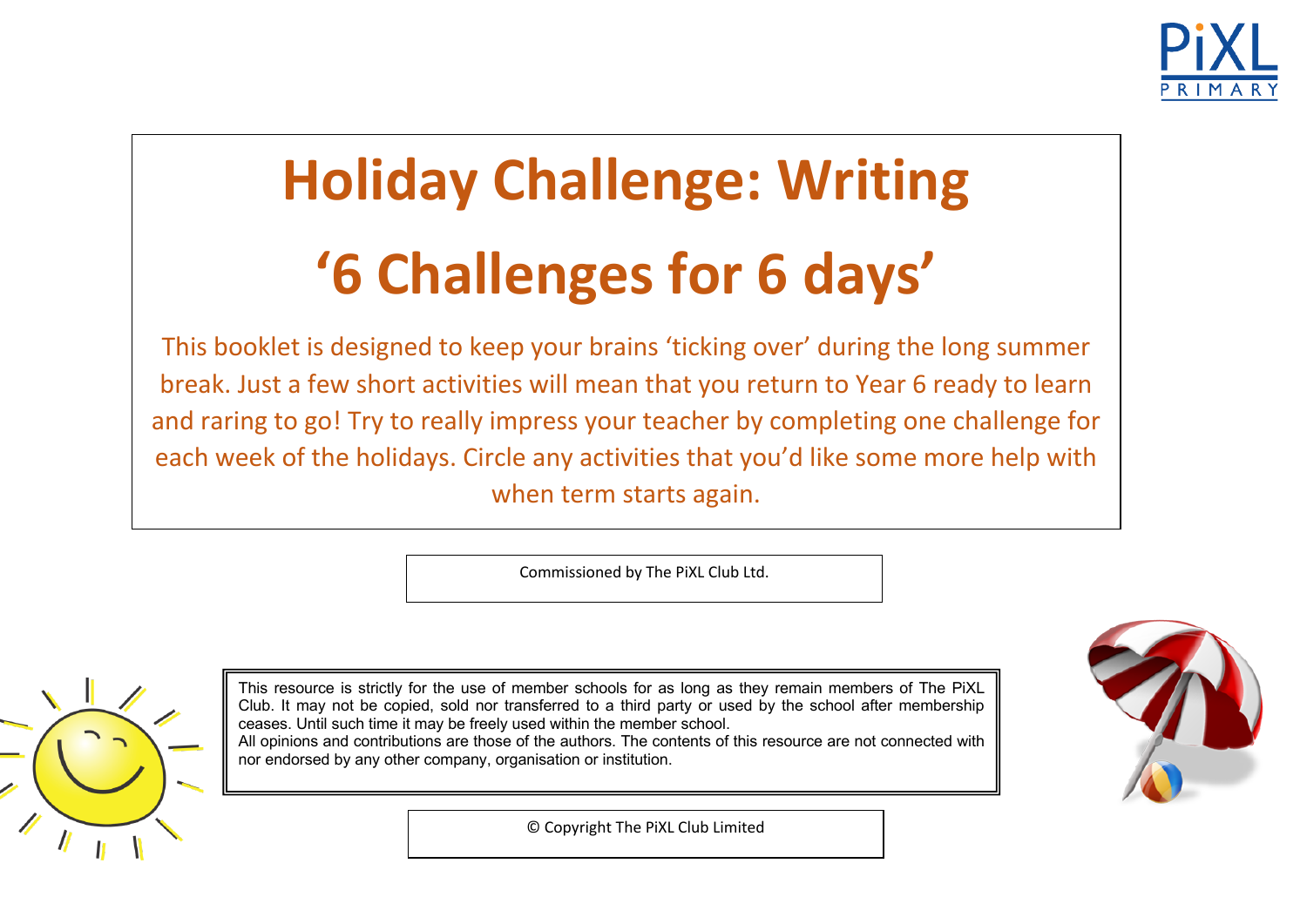# Holiday Challenge: Writing

# '6 Challenges for 6 days'

This booklet is designed to keep your brains 'ticking over' during the long summer break. Just a few short activities will mean that you return to Year 6 ready to learn and raring to go! Try to really impress your teacher by completing one challenge for each week of the holidays. Circle any activities that you'd like some more help with when term starts again.

Commissioned by The PiXL Club Ltd.

This resource is strictly for the use of member schools for as long as they remain members of The PiXL Club. It may not be copied, sold nor transferred to a third party or used by the school after membership ceases. Until such time it may be freely used within the member school.
All opinions and contributions are those of the authors. The contents of this resource are not connected with nor endorsed by any other company, organisation or institution.

© Copyright The PiXL Club Limited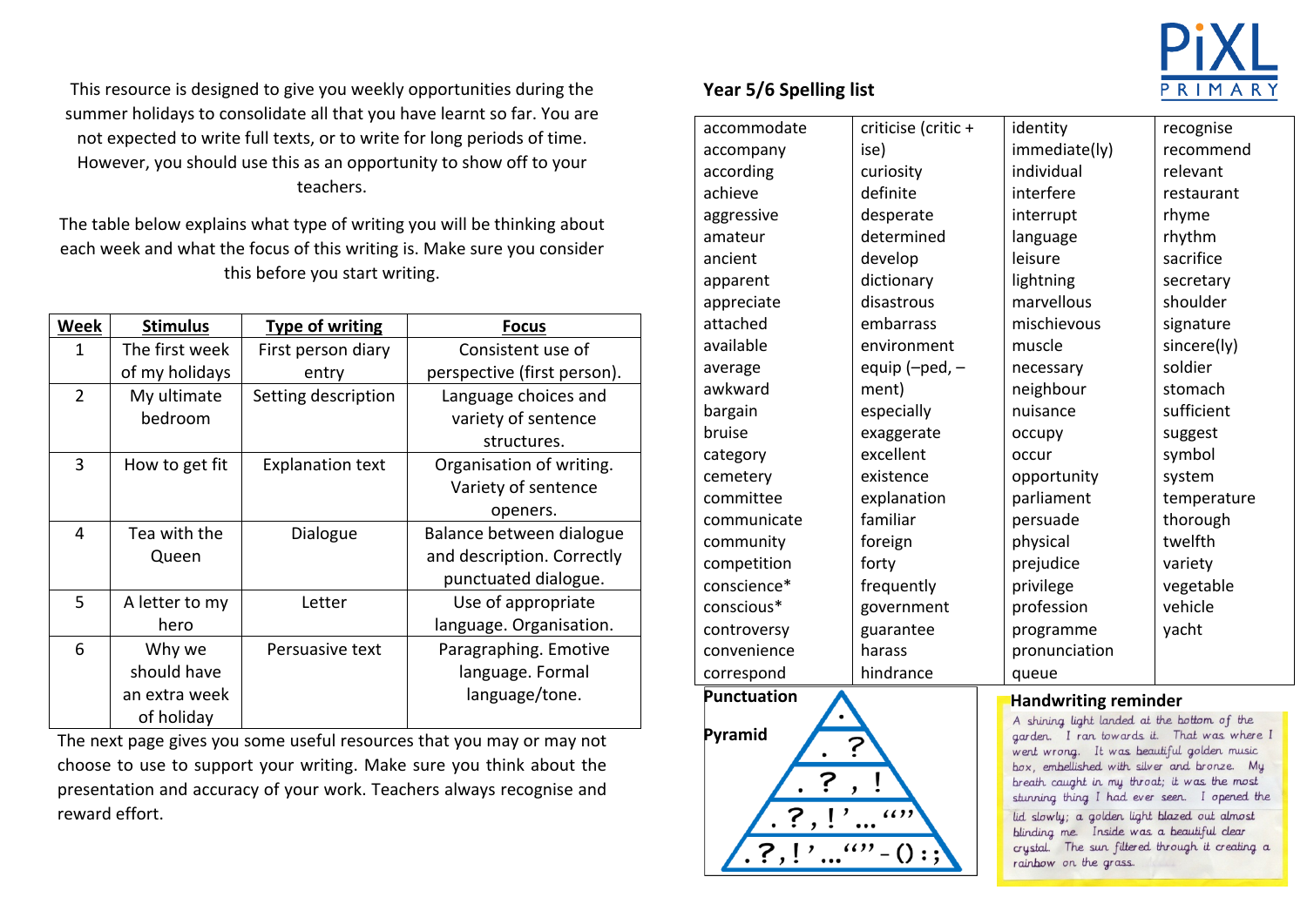This resource is designed to give you weekly opportunities during the summer holidays to consolidate all that you have learnt so far. You are not expected to write full texts, or to write for long periods of time. However, you should use this as an opportunity to show off to your teachers.

The table below explains what type of writing you will be thinking about each week and what the focus of this writing is. Make sure you consider this before you start writing.

| Week | Stimulus | Type of writing | Focus |
|---|---|---|---|
| 1 | The first week of my holidays | First person diary entry | Consistent use of perspective (first person). |
| 2 | My ultimate bedroom | Setting description | Language choices and variety of sentence structures. |
| 3 | How to get fit | Explanation text | Organisation of writing. Variety of sentence openers. |
| 4 | Tea with the Queen | Dialogue | Balance between dialogue and description. Correctly punctuated dialogue. |
| 5 | A letter to my hero | Letter | Use of appropriate language. Organisation. |
| 6 | Why we should have an extra week of holiday | Persuasive text | Paragraphing. Emotive language. Formal language/tone. |

The next page gives you some useful resources that you may or may not choose to use to support your writing. Make sure you think about the presentation and accuracy of your work. Teachers always recognise and reward effort.

## Year 5/6 Spelling list

| | | | |
|---|---|---|---|
| accommodate | criticise (critic + ise) | identity | recognise |
| accompany | curiosity | immediate(ly) | recommend |
| according | definite | individual | relevant |
| achieve | desperate | interfere | restaurant |
| aggressive | determined | interrupt | rhyme |
| amateur | develop | language | rhythm |
| ancient | dictionary | leisure | sacrifice |
| apparent | disastrous | lightning | secretary |
| appreciate | embarrass | marvellous | shoulder |
| attached | environment | mischievous | signature |
| available | equip (–ped, –ment) | muscle | sincere(ly) |
| average | especially | necessary | soldier |
| awkward | exaggerate | neighbour | stomach |
| bargain | excellent | nuisance | sufficient |
| bruise | existence | occupy | suggest |
| category | explanation | occur | symbol |
| cemetery | familiar | opportunity | system |
| committee | foreign | parliament | temperature |
| communicate | forty | persuade | thorough |
| community | frequently | physical | twelfth |
| competition | government | prejudice | variety |
| conscience* | guarantee | privilege | vegetable |
| conscious* | harass | profession | vehicle |
| controversy | hindrance | programme | yacht |
| convenience | | pronunciation | |
| correspond | | queue | |

**Punctuation Pyramid**

.

. ?

. ? , !

. ? , ! ' … “”

. ? , ! ' … “” – ( ) : ;

**Handwriting reminder**

A shining light landed at the bottom of the garden. I ran towards it. That was where I went wrong. It was beautiful golden music box, embellished with silver and bronze. My breath caught in my throat; it was the most stunning thing I had ever seen. I opened the lid slowly; a golden light blazed out almost blinding me. Inside was a beautiful clear crystal. The sun filtered through it creating a rainbow on the grass.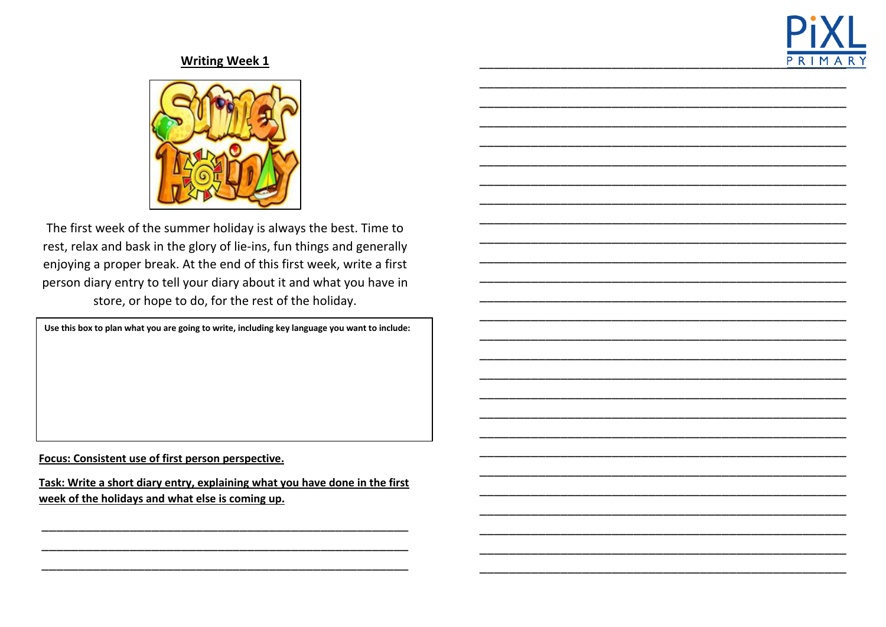## Writing Week 1

The first week of the summer holiday is always the best. Time to rest, relax and bask in the glory of lie-ins, fun things and generally enjoying a proper break. At the end of this first week, write a first person diary entry to tell your diary about it and what you have in store, or hope to do, for the rest of the holiday.

**Use this box to plan what you are going to write, including key language you want to include:**

**Focus: Consistent use of first person perspective.**

**Task: Write a short diary entry, explaining what you have done in the first week of the holidays and what else is coming up.**

___________________________________________________________

___________________________________________________________

___________________________________________________________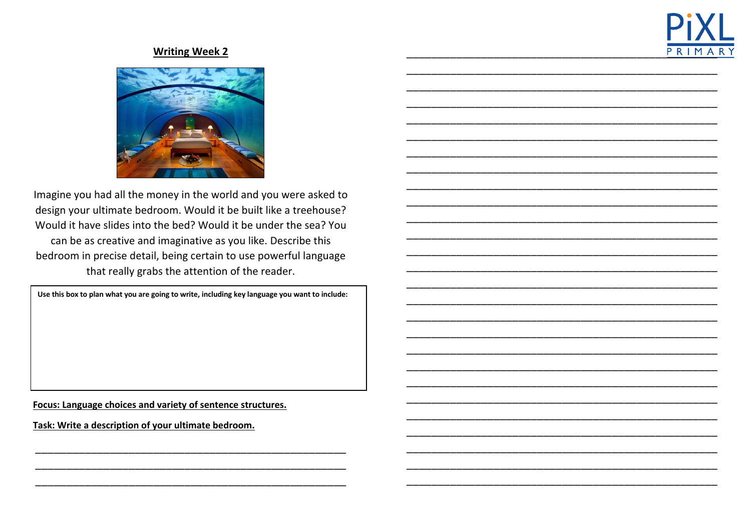## Writing Week 2

Imagine you had all the money in the world and you were asked to design your ultimate bedroom. Would it be built like a treehouse? Would it have slides into the bed? Would it be under the sea? You can be as creative and imaginative as you like. Describe this bedroom in precise detail, being certain to use powerful language that really grabs the attention of the reader.

**Use this box to plan what you are going to write, including key language you want to include:**

**Focus: Language choices and variety of sentence structures.**

**Task: Write a description of your ultimate bedroom.**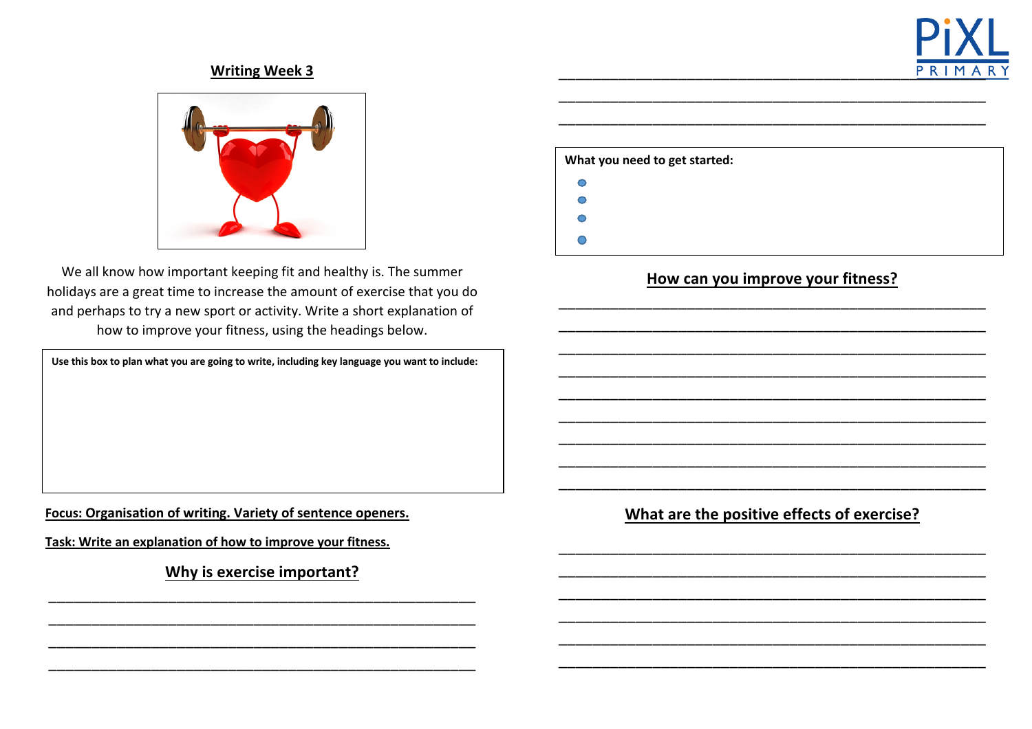## Writing Week 3

We all know how important keeping fit and healthy is. The summer holidays are a great time to increase the amount of exercise that you do and perhaps to try a new sport or activity. Write a short explanation of how to improve your fitness, using the headings below.

**Use this box to plan what you are going to write, including key language you want to include:**

**Focus: Organisation of writing. Variety of sentence openers.**

**Task: Write an explanation of how to improve your fitness.**

### Why is exercise important?

\_\_\_\_\_\_\_\_\_\_\_\_\_\_\_\_\_\_\_\_\_\_\_\_\_\_\_\_\_\_\_\_\_\_\_\_\_\_\_\_\_\_\_\_\_\_\_\_\_\_

\_\_\_\_\_\_\_\_\_\_\_\_\_\_\_\_\_\_\_\_\_\_\_\_\_\_\_\_\_\_\_\_\_\_\_\_\_\_\_\_\_\_\_\_\_\_\_\_\_\_

\_\_\_\_\_\_\_\_\_\_\_\_\_\_\_\_\_\_\_\_\_\_\_\_\_\_\_\_\_\_\_\_\_\_\_\_\_\_\_\_\_\_\_\_\_\_\_\_\_\_

\_\_\_\_\_\_\_\_\_\_\_\_\_\_\_\_\_\_\_\_\_\_\_\_\_\_\_\_\_\_\_\_\_\_\_\_\_\_\_\_\_\_\_\_\_\_\_\_\_\_

\_\_\_\_\_\_\_\_\_\_\_\_\_\_\_\_\_\_\_\_\_\_\_\_\_\_\_\_\_\_\_\_\_\_\_\_\_\_\_\_\_\_\_\_\_\_\_\_\_\_

\_\_\_\_\_\_\_\_\_\_\_\_\_\_\_\_\_\_\_\_\_\_\_\_\_\_\_\_\_\_\_\_\_\_\_\_\_\_\_\_\_\_\_\_\_\_\_\_\_\_

\_\_\_\_\_\_\_\_\_\_\_\_\_\_\_\_\_\_\_\_\_\_\_\_\_\_\_\_\_\_\_\_\_\_\_\_\_\_\_\_\_\_\_\_\_\_\_\_\_\_

**What you need to get started:**

- 
- 
- 
- 

### How can you improve your fitness?

\_\_\_\_\_\_\_\_\_\_\_\_\_\_\_\_\_\_\_\_\_\_\_\_\_\_\_\_\_\_\_\_\_\_\_\_\_\_\_\_\_\_\_\_\_\_\_\_\_\_

\_\_\_\_\_\_\_\_\_\_\_\_\_\_\_\_\_\_\_\_\_\_\_\_\_\_\_\_\_\_\_\_\_\_\_\_\_\_\_\_\_\_\_\_\_\_\_\_\_\_

\_\_\_\_\_\_\_\_\_\_\_\_\_\_\_\_\_\_\_\_\_\_\_\_\_\_\_\_\_\_\_\_\_\_\_\_\_\_\_\_\_\_\_\_\_\_\_\_\_\_

\_\_\_\_\_\_\_\_\_\_\_\_\_\_\_\_\_\_\_\_\_\_\_\_\_\_\_\_\_\_\_\_\_\_\_\_\_\_\_\_\_\_\_\_\_\_\_\_\_\_

\_\_\_\_\_\_\_\_\_\_\_\_\_\_\_\_\_\_\_\_\_\_\_\_\_\_\_\_\_\_\_\_\_\_\_\_\_\_\_\_\_\_\_\_\_\_\_\_\_\_

\_\_\_\_\_\_\_\_\_\_\_\_\_\_\_\_\_\_\_\_\_\_\_\_\_\_\_\_\_\_\_\_\_\_\_\_\_\_\_\_\_\_\_\_\_\_\_\_\_\_

\_\_\_\_\_\_\_\_\_\_\_\_\_\_\_\_\_\_\_\_\_\_\_\_\_\_\_\_\_\_\_\_\_\_\_\_\_\_\_\_\_\_\_\_\_\_\_\_\_\_

\_\_\_\_\_\_\_\_\_\_\_\_\_\_\_\_\_\_\_\_\_\_\_\_\_\_\_\_\_\_\_\_\_\_\_\_\_\_\_\_\_\_\_\_\_\_\_\_\_\_

\_\_\_\_\_\_\_\_\_\_\_\_\_\_\_\_\_\_\_\_\_\_\_\_\_\_\_\_\_\_\_\_\_\_\_\_\_\_\_\_\_\_\_\_\_\_\_\_\_\_

### What are the positive effects of exercise?

\_\_\_\_\_\_\_\_\_\_\_\_\_\_\_\_\_\_\_\_\_\_\_\_\_\_\_\_\_\_\_\_\_\_\_\_\_\_\_\_\_\_\_\_\_\_\_\_\_\_

\_\_\_\_\_\_\_\_\_\_\_\_\_\_\_\_\_\_\_\_\_\_\_\_\_\_\_\_\_\_\_\_\_\_\_\_\_\_\_\_\_\_\_\_\_\_\_\_\_\_

\_\_\_\_\_\_\_\_\_\_\_\_\_\_\_\_\_\_\_\_\_\_\_\_\_\_\_\_\_\_\_\_\_\_\_\_\_\_\_\_\_\_\_\_\_\_\_\_\_\_

\_\_\_\_\_\_\_\_\_\_\_\_\_\_\_\_\_\_\_\_\_\_\_\_\_\_\_\_\_\_\_\_\_\_\_\_\_\_\_\_\_\_\_\_\_\_\_\_\_\_

\_\_\_\_\_\_\_\_\_\_\_\_\_\_\_\_\_\_\_\_\_\_\_\_\_\_\_\_\_\_\_\_\_\_\_\_\_\_\_\_\_\_\_\_\_\_\_\_\_\_

\_\_\_\_\_\_\_\_\_\_\_\_\_\_\_\_\_\_\_\_\_\_\_\_\_\_\_\_\_\_\_\_\_\_\_\_\_\_\_\_\_\_\_\_\_\_\_\_\_\_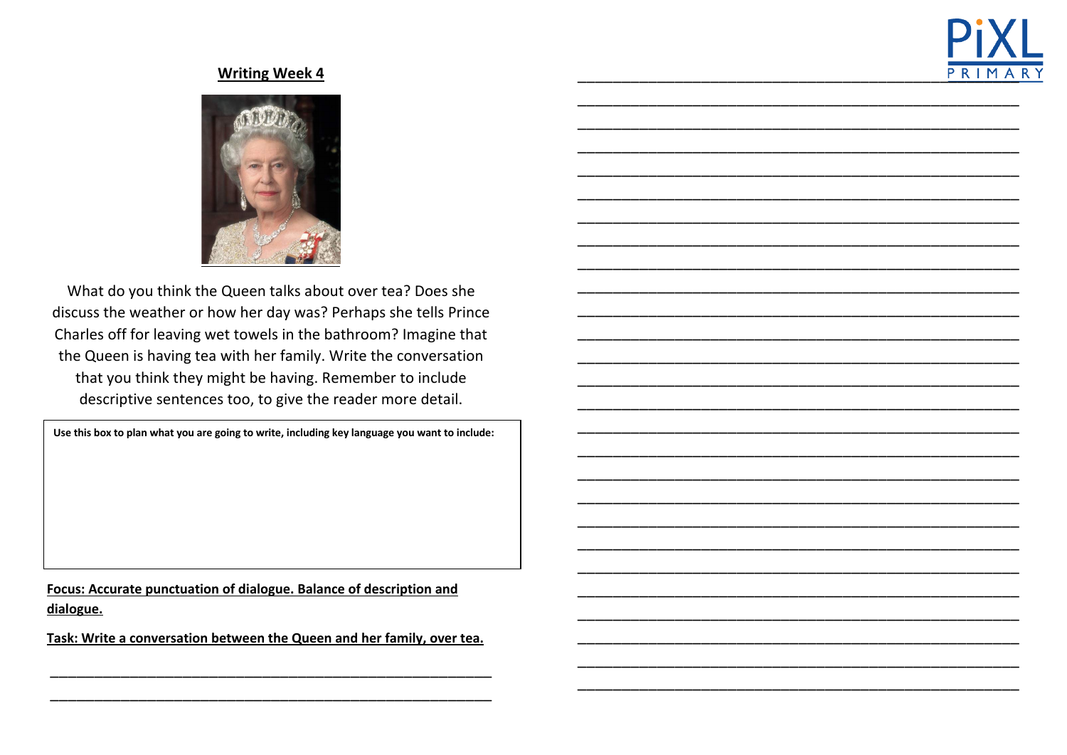## Writing Week 4

What do you think the Queen talks about over tea? Does she discuss the weather or how her day was? Perhaps she tells Prince Charles off for leaving wet towels in the bathroom? Imagine that the Queen is having tea with her family. Write the conversation that you think they might be having. Remember to include descriptive sentences too, to give the reader more detail.

**Use this box to plan what you are going to write, including key language you want to include:**

**Focus: Accurate punctuation of dialogue. Balance of description and dialogue.**

**Task: Write a conversation between the Queen and her family, over tea.**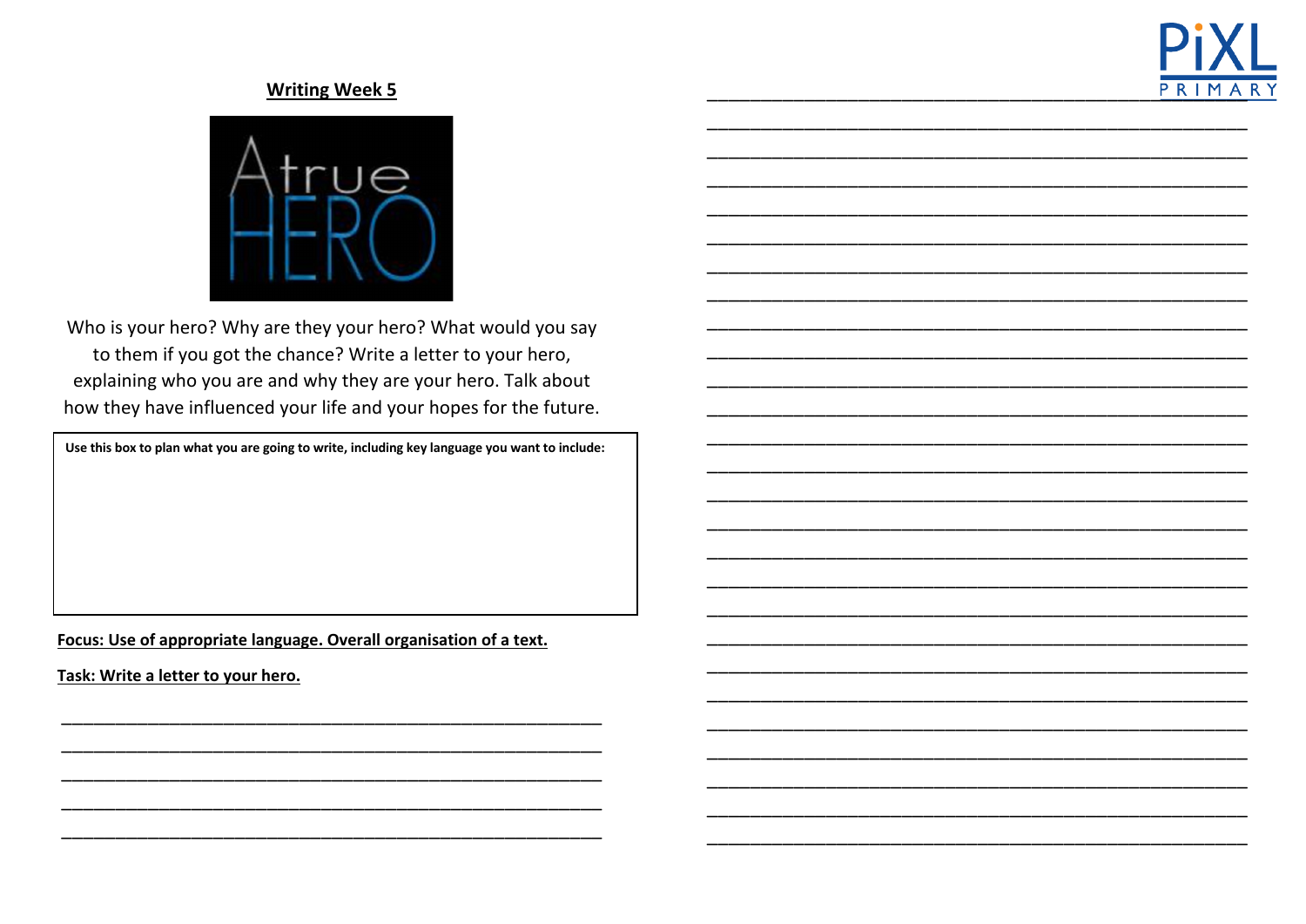## Writing Week 5

Who is your hero? Why are they your hero? What would you say to them if you got the chance? Write a letter to your hero, explaining who you are and why they are your hero. Talk about how they have influenced your life and your hopes for the future.

**Use this box to plan what you are going to write, including key language you want to include:**

**Focus: Use of appropriate language. Overall organisation of a text.**

**Task: Write a letter to your hero.**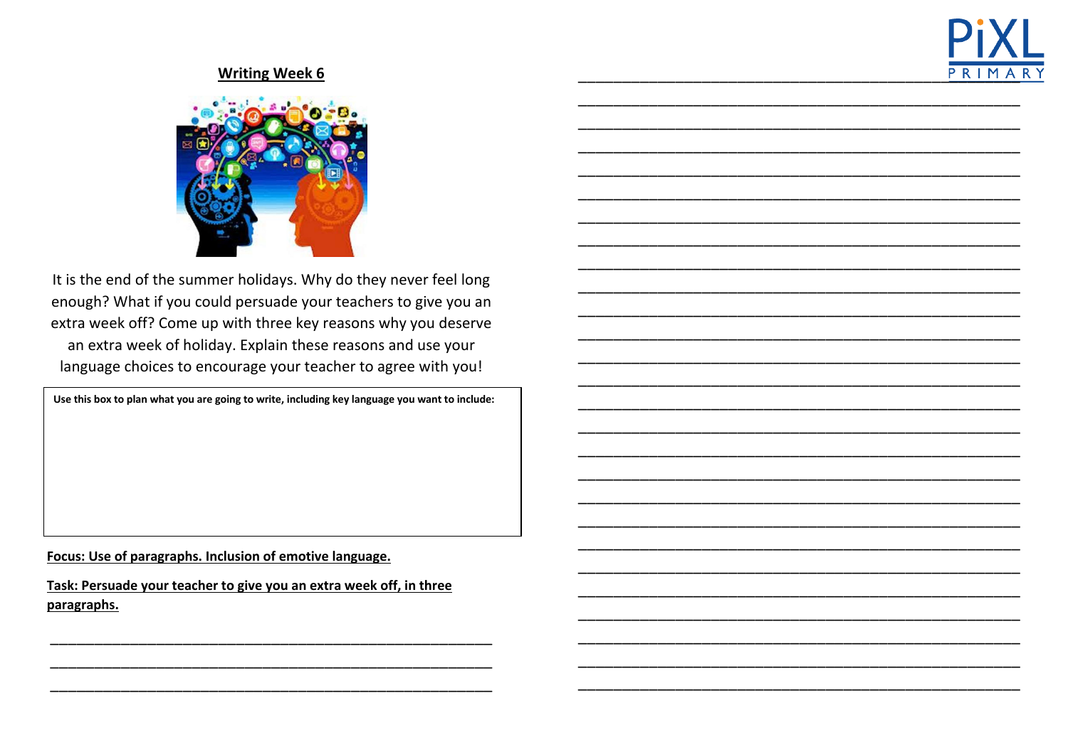## Writing Week 6

It is the end of the summer holidays. Why do they never feel long enough? What if you could persuade your teachers to give you an extra week off? Come up with three key reasons why you deserve an extra week of holiday. Explain these reasons and use your language choices to encourage your teacher to agree with you!

**Use this box to plan what you are going to write, including key language you want to include:**

**Focus: Use of paragraphs. Inclusion of emotive language.**

**Task: Persuade your teacher to give you an extra week off, in three paragraphs.**